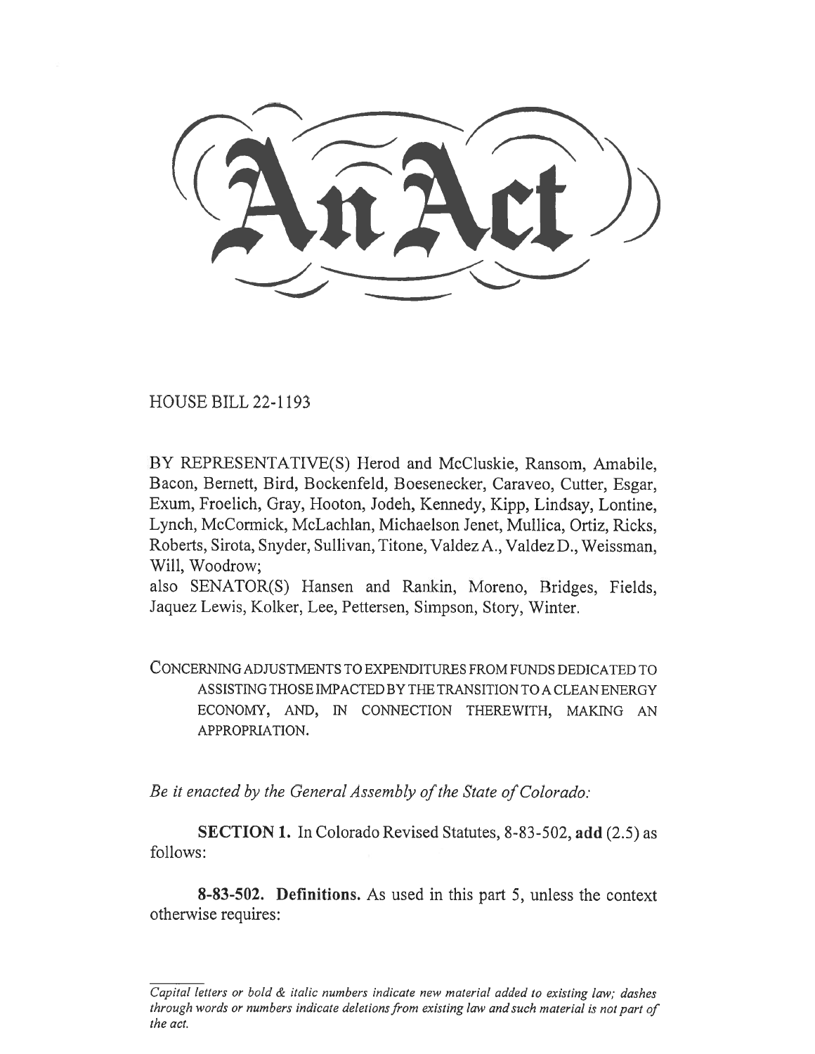# An Act

HOUSE BILL 22-1193

BY REPRESENTATIVE(S) Herod and McCluskie, Ransom, Amabile, Bacon, Bernett, Bird, Bockenfeld, Boesenecker, Caraveo, Cutter, Esgar, Exum, Froelich, Gray, Hooton, Jodeh, Kennedy, Kipp, Lindsay, Lontine, Lynch, McCormick, McLachlan, Michaelson Jenet, Mullica, Ortiz, Ricks, Roberts, Sirota, Snyder, Sullivan, Titone, Valdez A., Valdez D., Weissman, Will, Woodrow;
also SENATOR(S) Hansen and Rankin, Moreno, Bridges, Fields, Jaquez Lewis, Kolker, Lee, Pettersen, Simpson, Story, Winter.

CONCERNING ADJUSTMENTS TO EXPENDITURES FROM FUNDS DEDICATED TO ASSISTING THOSE IMPACTED BY THE TRANSITION TO A CLEAN ENERGY ECONOMY, AND, IN CONNECTION THEREWITH, MAKING AN APPROPRIATION.

*Be it enacted by the General Assembly of the State of Colorado:*

**SECTION 1.** In Colorado Revised Statutes, 8-83-502, **add** (2.5) as follows:

**8-83-502. Definitions.** As used in this part 5, unless the context otherwise requires:

*Capital letters or bold & italic numbers indicate new material added to existing law; dashes through words or numbers indicate deletions from existing law and such material is not part of the act.*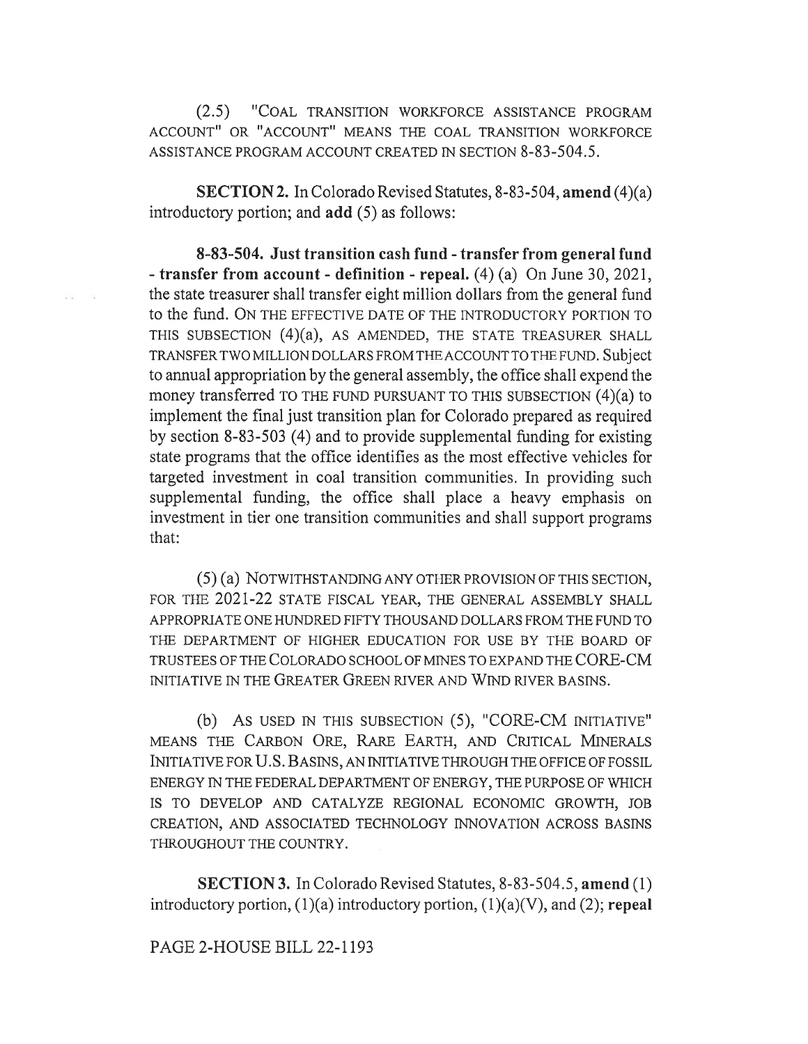(2.5) "COAL TRANSITION WORKFORCE ASSISTANCE PROGRAM ACCOUNT" OR "ACCOUNT" MEANS THE COAL TRANSITION WORKFORCE ASSISTANCE PROGRAM ACCOUNT CREATED IN SECTION 8-83-504.5.

**SECTION 2.** In Colorado Revised Statutes, 8-83-504, **amend** (4)(a) introductory portion; and **add** (5) as follows:

**8-83-504. Just transition cash fund - transfer from general fund - transfer from account - definition - repeal.** (4) (a) On June 30, 2021, the state treasurer shall transfer eight million dollars from the general fund to the fund. ON THE EFFECTIVE DATE OF THE INTRODUCTORY PORTION TO THIS SUBSECTION (4)(a), AS AMENDED, THE STATE TREASURER SHALL TRANSFER TWO MILLION DOLLARS FROM THE ACCOUNT TO THE FUND. Subject to annual appropriation by the general assembly, the office shall expend the money transferred TO THE FUND PURSUANT TO THIS SUBSECTION (4)(a) to implement the final just transition plan for Colorado prepared as required by section 8-83-503 (4) and to provide supplemental funding for existing state programs that the office identifies as the most effective vehicles for targeted investment in coal transition communities. In providing such supplemental funding, the office shall place a heavy emphasis on investment in tier one transition communities and shall support programs that:

(5) (a) NOTWITHSTANDING ANY OTHER PROVISION OF THIS SECTION, FOR THE 2021-22 STATE FISCAL YEAR, THE GENERAL ASSEMBLY SHALL APPROPRIATE ONE HUNDRED FIFTY THOUSAND DOLLARS FROM THE FUND TO THE DEPARTMENT OF HIGHER EDUCATION FOR USE BY THE BOARD OF TRUSTEES OF THE COLORADO SCHOOL OF MINES TO EXPAND THE CORE-CM INITIATIVE IN THE GREATER GREEN RIVER AND WIND RIVER BASINS.

(b) AS USED IN THIS SUBSECTION (5), "CORE-CM INITIATIVE" MEANS THE CARBON ORE, RARE EARTH, AND CRITICAL MINERALS INITIATIVE FOR U.S. BASINS, AN INITIATIVE THROUGH THE OFFICE OF FOSSIL ENERGY IN THE FEDERAL DEPARTMENT OF ENERGY, THE PURPOSE OF WHICH IS TO DEVELOP AND CATALYZE REGIONAL ECONOMIC GROWTH, JOB CREATION, AND ASSOCIATED TECHNOLOGY INNOVATION ACROSS BASINS THROUGHOUT THE COUNTRY.

**SECTION 3.** In Colorado Revised Statutes, 8-83-504.5, **amend** (1) introductory portion, (1)(a) introductory portion, (1)(a)(V), and (2); **repeal**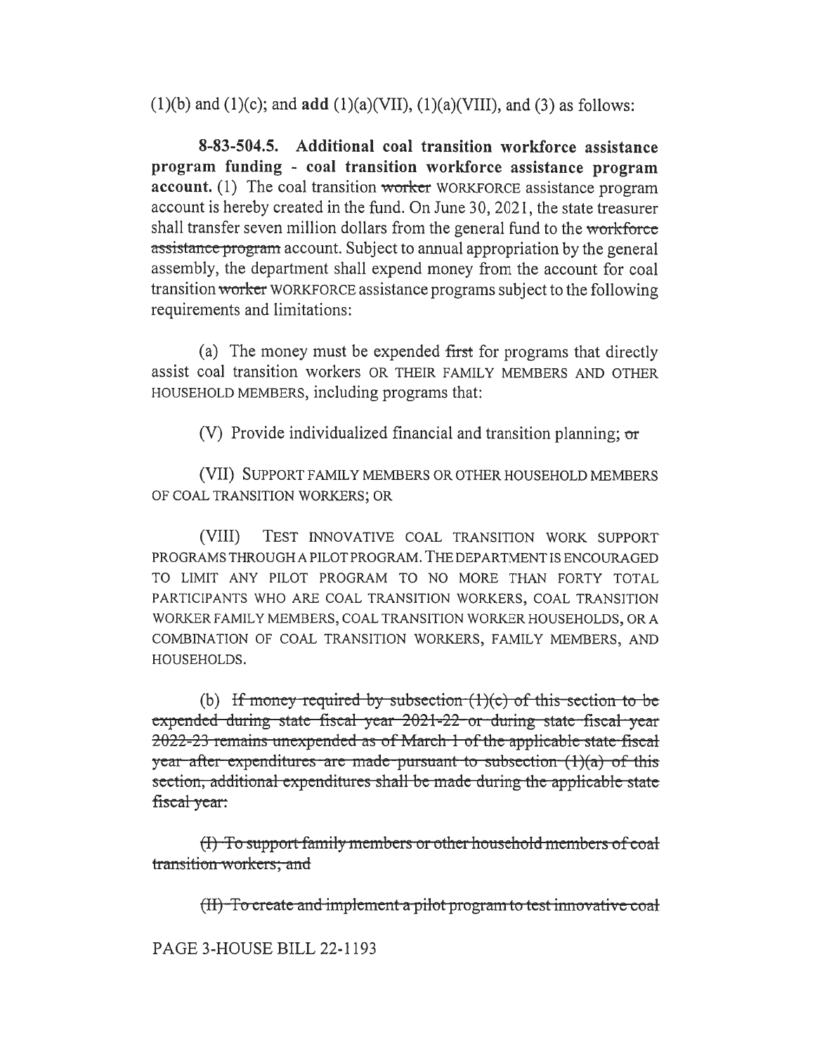(1)(b) and (1)(c); and **add** (1)(a)(VII), (1)(a)(VIII), and (3) as follows:

**8-83-504.5. Additional coal transition workforce assistance program funding - coal transition workforce assistance program account.** (1) The coal transition ~~worker~~ WORKFORCE assistance program account is hereby created in the fund. On June 30, 2021, the state treasurer shall transfer seven million dollars from the general fund to the ~~workforce assistance program~~ account. Subject to annual appropriation by the general assembly, the department shall expend money from the account for coal transition ~~worker~~ WORKFORCE assistance programs subject to the following requirements and limitations:

(a) The money must be expended ~~first~~ for programs that directly assist coal transition workers OR THEIR FAMILY MEMBERS AND OTHER HOUSEHOLD MEMBERS, including programs that:

(V) Provide individualized financial and transition planning; ~~or~~

(VII) SUPPORT FAMILY MEMBERS OR OTHER HOUSEHOLD MEMBERS OF COAL TRANSITION WORKERS; OR

(VIII) TEST INNOVATIVE COAL TRANSITION WORK SUPPORT PROGRAMS THROUGH A PILOT PROGRAM. THE DEPARTMENT IS ENCOURAGED TO LIMIT ANY PILOT PROGRAM TO NO MORE THAN FORTY TOTAL PARTICIPANTS WHO ARE COAL TRANSITION WORKERS, COAL TRANSITION WORKER FAMILY MEMBERS, COAL TRANSITION WORKER HOUSEHOLDS, OR A COMBINATION OF COAL TRANSITION WORKERS, FAMILY MEMBERS, AND HOUSEHOLDS.

(b) ~~If money required by subsection (1)(c) of this section to be expended during state fiscal year 2021-22 or during state fiscal year 2022-23 remains unexpended as of March 1 of the applicable state fiscal year after expenditures are made pursuant to subsection (1)(a) of this section, additional expenditures shall be made during the applicable state fiscal year:~~

~~(I) To support family members or other household members of coal transition workers; and~~

~~(II) To create and implement a pilot program to test innovative coal~~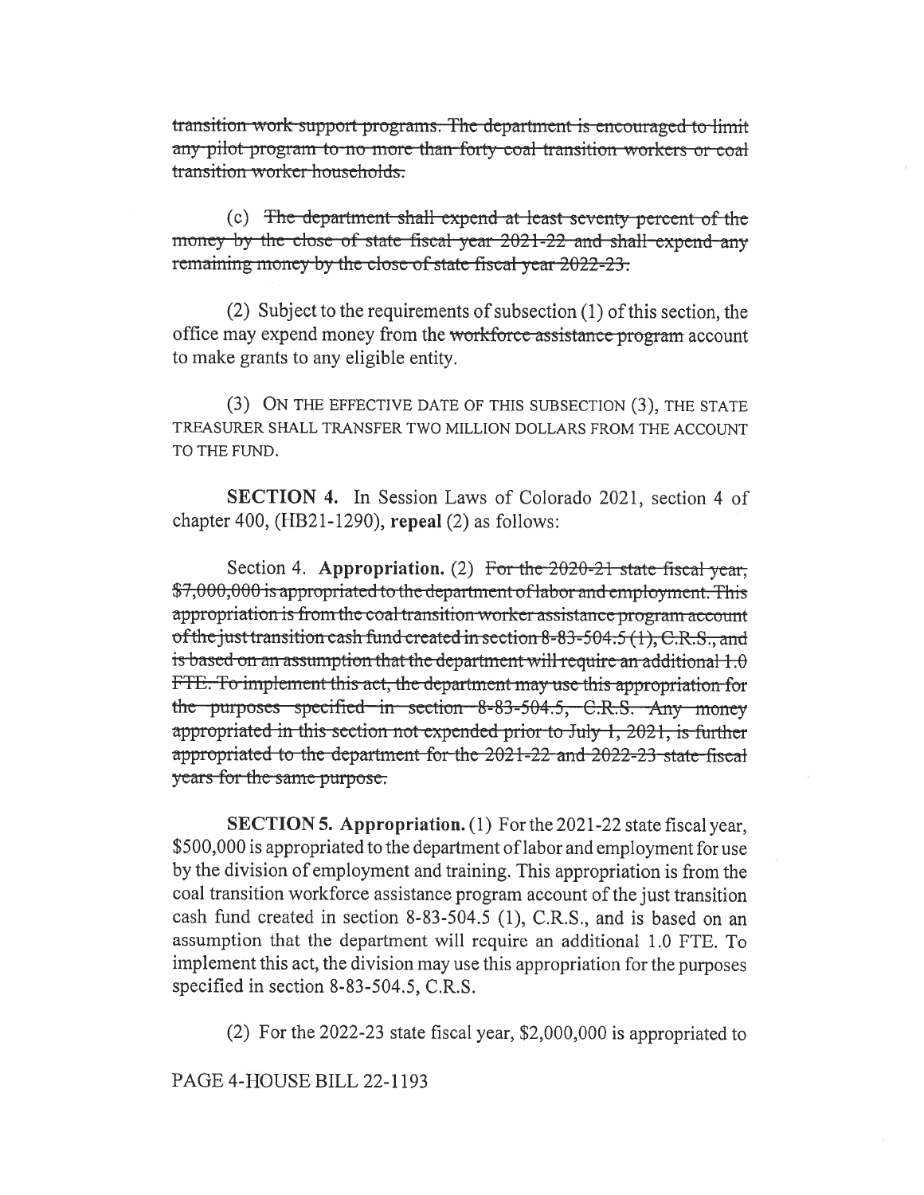~~transition work-support programs. The department is encouraged to limit any pilot program to no more than forty coal transition workers or coal transition worker households.~~

(c) ~~The department shall expend at least seventy percent of the money by the close of state fiscal year 2021-22 and shall expend any remaining money by the close of state fiscal year 2022-23.~~

(2) Subject to the requirements of subsection (1) of this section, the office may expend money from the ~~workforce assistance program~~ account to make grants to any eligible entity.

(3) ON THE EFFECTIVE DATE OF THIS SUBSECTION (3), THE STATE TREASURER SHALL TRANSFER TWO MILLION DOLLARS FROM THE ACCOUNT TO THE FUND.

**SECTION 4.** In Session Laws of Colorado 2021, section 4 of chapter 400, (HB21-1290), **repeal** (2) as follows:

Section 4. **Appropriation.** (2) ~~For the 2020-21 state fiscal year, \$7,000,000 is appropriated to the department of labor and employment. This appropriation is from the coal transition worker assistance program account of the just transition cash fund created in section 8-83-504.5 (1), C.R.S., and is based on an assumption that the department will require an additional 1.0 FTE. To implement this act, the department may use this appropriation for the purposes specified in section 8-83-504.5, C.R.S. Any money appropriated in this section not expended prior to July 1, 2021, is further appropriated to the department for the 2021-22 and 2022-23 state fiscal years for the same purpose.~~

**SECTION 5. Appropriation.** (1) For the 2021-22 state fiscal year, \$500,000 is appropriated to the department of labor and employment for use by the division of employment and training. This appropriation is from the coal transition workforce assistance program account of the just transition cash fund created in section 8-83-504.5 (1), C.R.S., and is based on an assumption that the department will require an additional 1.0 FTE. To implement this act, the division may use this appropriation for the purposes specified in section 8-83-504.5, C.R.S.

(2) For the 2022-23 state fiscal year, \$2,000,000 is appropriated to

PAGE 4-HOUSE BILL 22-1193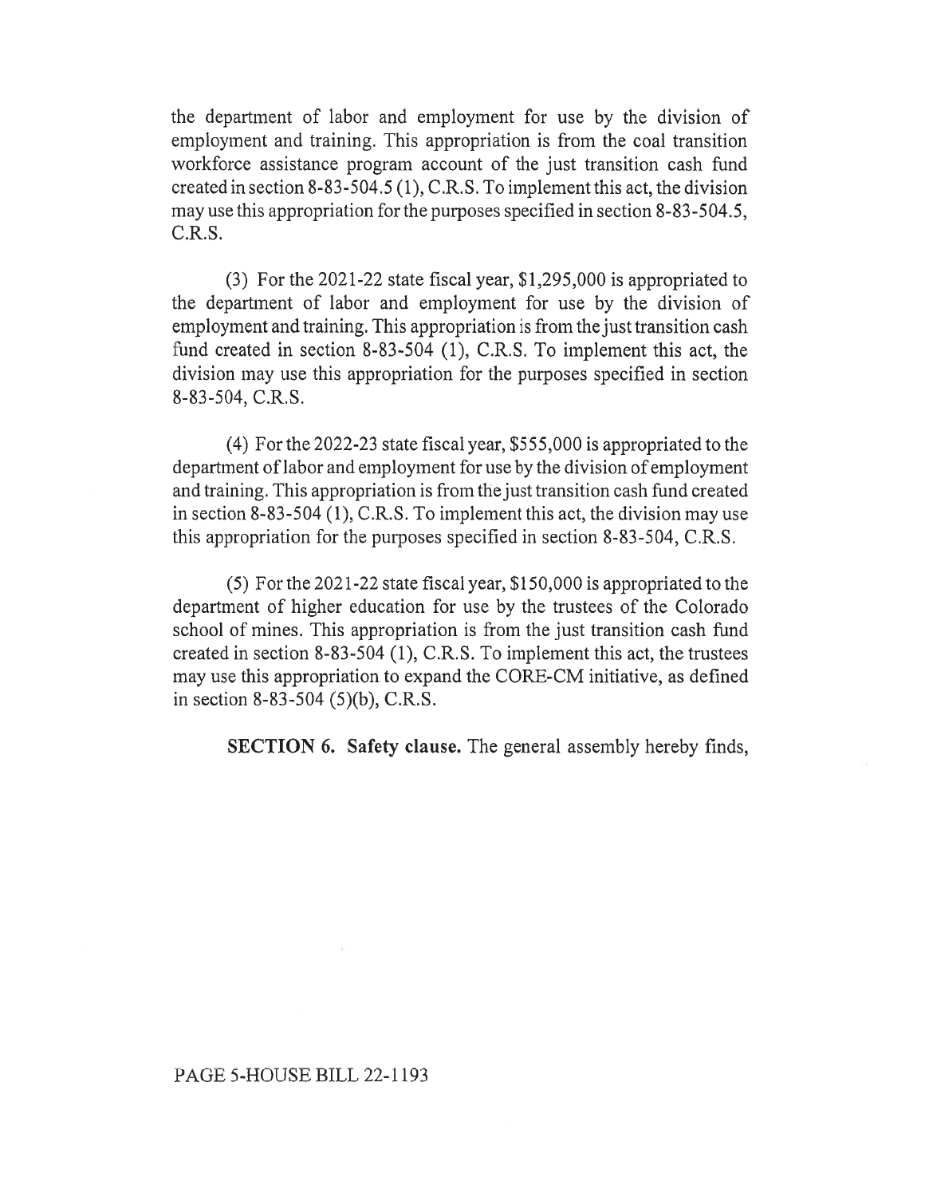the department of labor and employment for use by the division of employment and training. This appropriation is from the coal transition workforce assistance program account of the just transition cash fund created in section 8-83-504.5 (1), C.R.S. To implement this act, the division may use this appropriation for the purposes specified in section 8-83-504.5, C.R.S.

(3) For the 2021-22 state fiscal year, $1,295,000 is appropriated to the department of labor and employment for use by the division of employment and training. This appropriation is from the just transition cash fund created in section 8-83-504 (1), C.R.S. To implement this act, the division may use this appropriation for the purposes specified in section 8-83-504, C.R.S.

(4) For the 2022-23 state fiscal year, $555,000 is appropriated to the department of labor and employment for use by the division of employment and training. This appropriation is from the just transition cash fund created in section 8-83-504 (1), C.R.S. To implement this act, the division may use this appropriation for the purposes specified in section 8-83-504, C.R.S.

(5) For the 2021-22 state fiscal year, $150,000 is appropriated to the department of higher education for use by the trustees of the Colorado school of mines. This appropriation is from the just transition cash fund created in section 8-83-504 (1), C.R.S. To implement this act, the trustees may use this appropriation to expand the CORE-CM initiative, as defined in section 8-83-504 (5)(b), C.R.S.

**SECTION 6. Safety clause.** The general assembly hereby finds,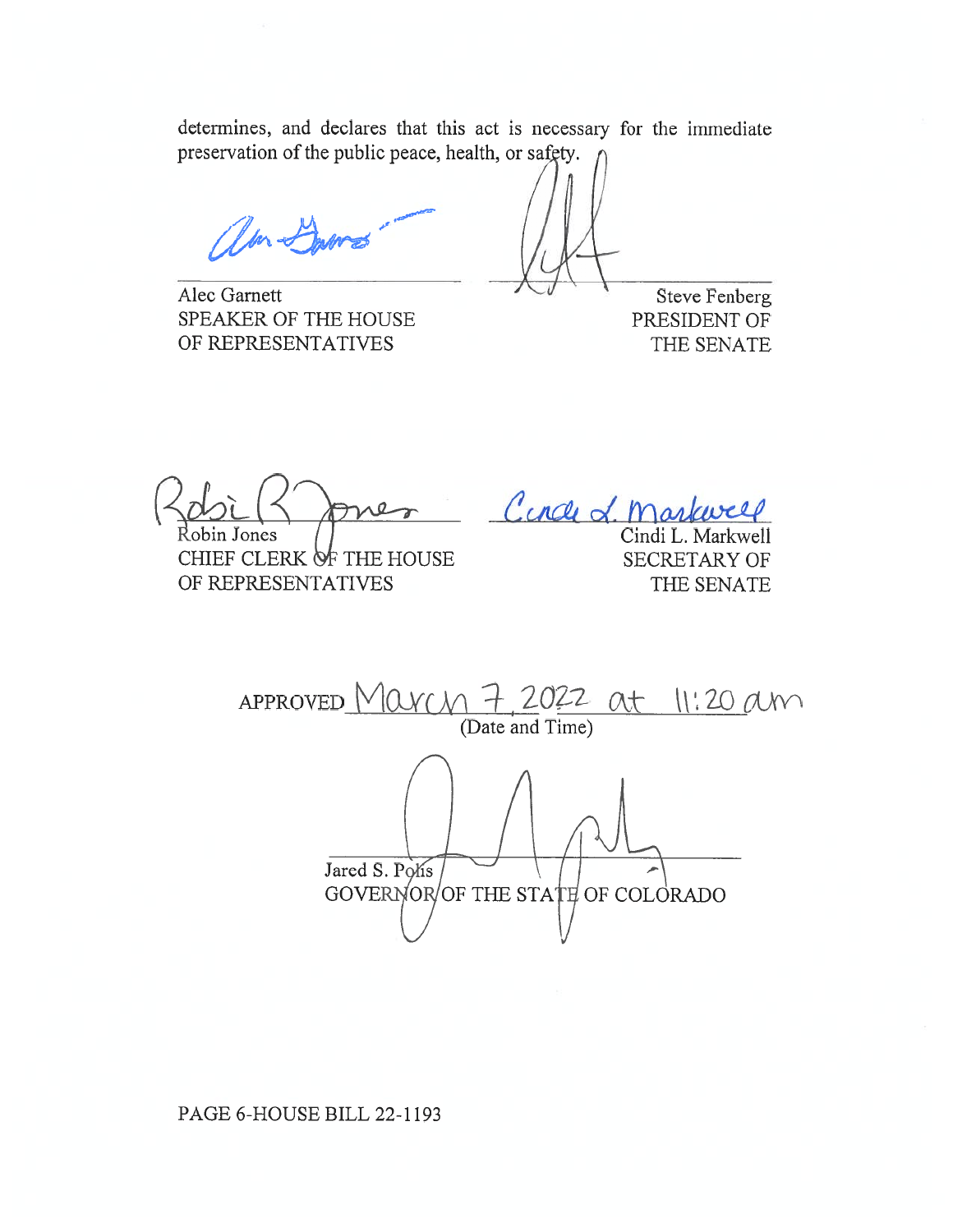determines, and declares that this act is necessary for the immediate preservation of the public peace, health, or safety.

Alec Garnett
SPEAKER OF THE HOUSE
OF REPRESENTATIVES

Steve Fenberg
PRESIDENT OF
THE SENATE

Robin Jones
CHIEF CLERK OF THE HOUSE
OF REPRESENTATIVES

Cindi L. Markwell
SECRETARY OF
THE SENATE

APPROVED March 7, 2022 at 11:20 am
(Date and Time)

Jared S. Polis
GOVERNOR OF THE STATE OF COLORADO

PAGE 6-HOUSE BILL 22-1193